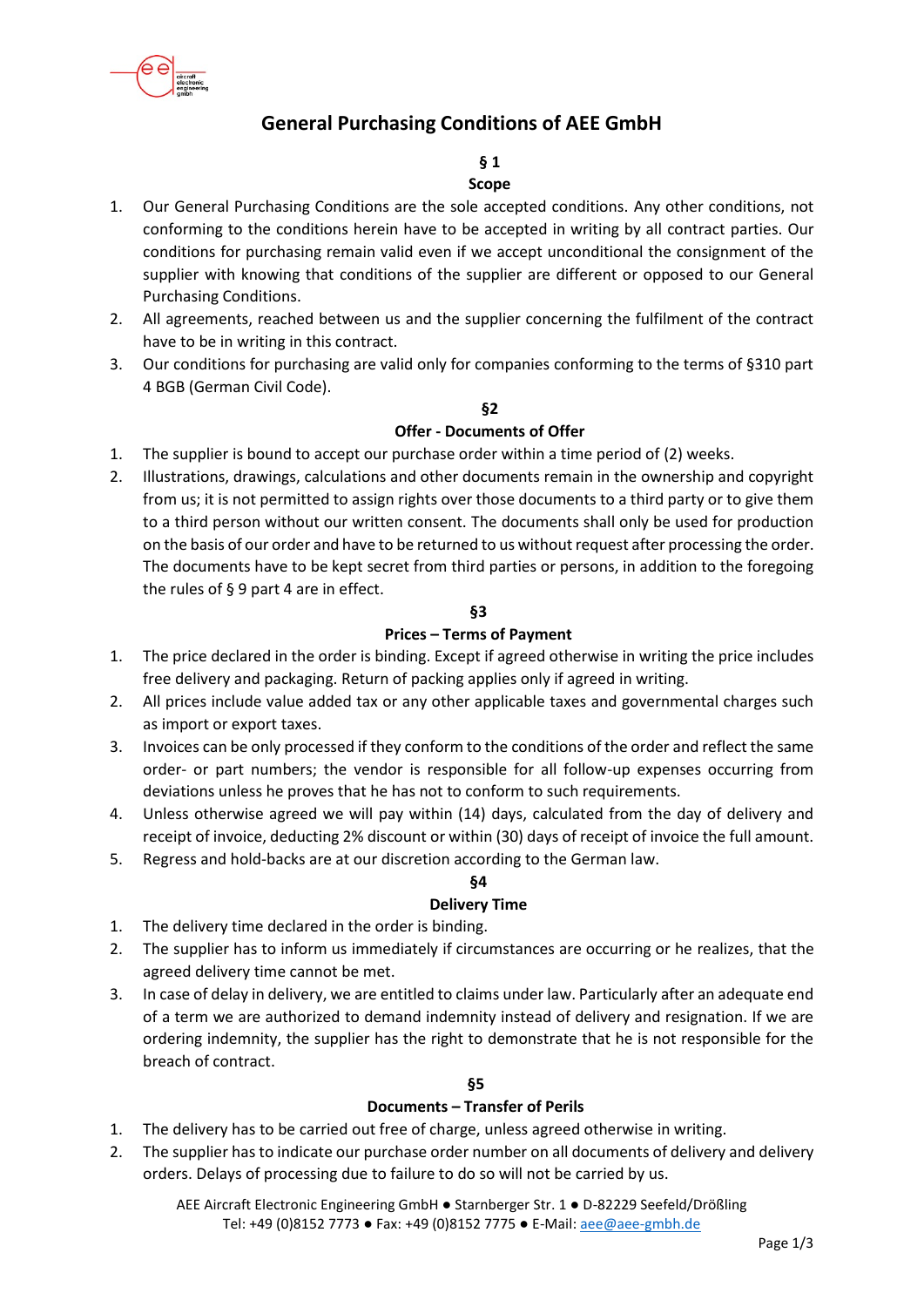# General Purchasing Conditions of AEE GmbH

## § 1
## Scope

1. Our General Purchasing Conditions are the sole accepted conditions. Any other conditions, not conforming to the conditions herein have to be accepted in writing by all contract parties. Our conditions for purchasing remain valid even if we accept unconditional the consignment of the supplier with knowing that conditions of the supplier are different or opposed to our General Purchasing Conditions.
2. All agreements, reached between us and the supplier concerning the fulfilment of the contract have to be in writing in this contract.
3. Our conditions for purchasing are valid only for companies conforming to the terms of §310 part 4 BGB (German Civil Code).

## §2
## Offer - Documents of Offer

1. The supplier is bound to accept our purchase order within a time period of (2) weeks.
2. Illustrations, drawings, calculations and other documents remain in the ownership and copyright from us; it is not permitted to assign rights over those documents to a third party or to give them to a third person without our written consent. The documents shall only be used for production on the basis of our order and have to be returned to us without request after processing the order. The documents have to be kept secret from third parties or persons, in addition to the foregoing the rules of § 9 part 4 are in effect.

## §3
## Prices – Terms of Payment

1. The price declared in the order is binding. Except if agreed otherwise in writing the price includes free delivery and packaging. Return of packing applies only if agreed in writing.
2. All prices include value added tax or any other applicable taxes and governmental charges such as import or export taxes.
3. Invoices can be only processed if they conform to the conditions of the order and reflect the same order- or part numbers; the vendor is responsible for all follow-up expenses occurring from deviations unless he proves that he has not to conform to such requirements.
4. Unless otherwise agreed we will pay within (14) days, calculated from the day of delivery and receipt of invoice, deducting 2% discount or within (30) days of receipt of invoice the full amount.
5. Regress and hold-backs are at our discretion according to the German law.

## §4
## Delivery Time

1. The delivery time declared in the order is binding.
2. The supplier has to inform us immediately if circumstances are occurring or he realizes, that the agreed delivery time cannot be met.
3. In case of delay in delivery, we are entitled to claims under law. Particularly after an adequate end of a term we are authorized to demand indemnity instead of delivery and resignation. If we are ordering indemnity, the supplier has the right to demonstrate that he is not responsible for the breach of contract.

## §5
## Documents – Transfer of Perils

1. The delivery has to be carried out free of charge, unless agreed otherwise in writing.
2. The supplier has to indicate our purchase order number on all documents of delivery and delivery orders. Delays of processing due to failure to do so will not be carried by us.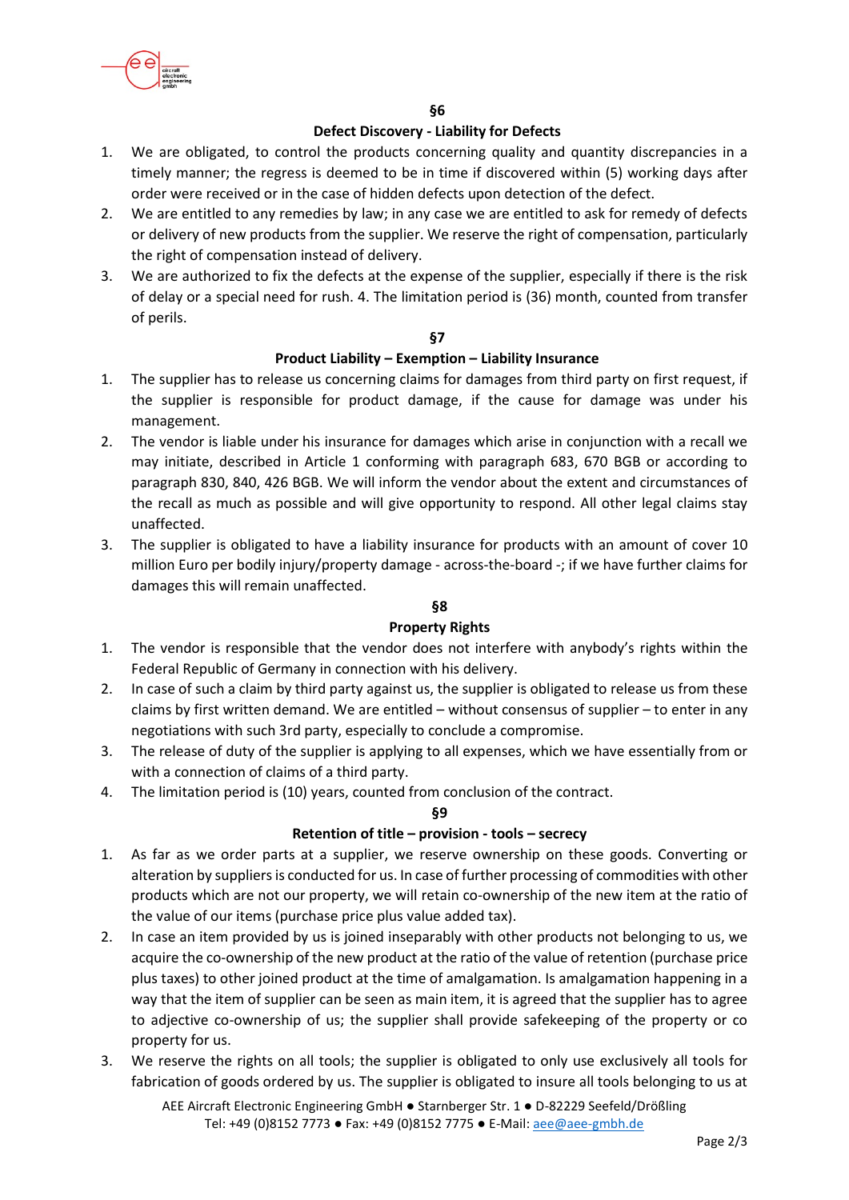## §6

### Defect Discovery - Liability for Defects

1. We are obligated, to control the products concerning quality and quantity discrepancies in a timely manner; the regress is deemed to be in time if discovered within (5) working days after order were received or in the case of hidden defects upon detection of the defect.
2. We are entitled to any remedies by law; in any case we are entitled to ask for remedy of defects or delivery of new products from the supplier. We reserve the right of compensation, particularly the right of compensation instead of delivery.
3. We are authorized to fix the defects at the expense of the supplier, especially if there is the risk of delay or a special need for rush. 4. The limitation period is (36) month, counted from transfer of perils.

## §7

### Product Liability – Exemption – Liability Insurance

1. The supplier has to release us concerning claims for damages from third party on first request, if the supplier is responsible for product damage, if the cause for damage was under his management.
2. The vendor is liable under his insurance for damages which arise in conjunction with a recall we may initiate, described in Article 1 conforming with paragraph 683, 670 BGB or according to paragraph 830, 840, 426 BGB. We will inform the vendor about the extent and circumstances of the recall as much as possible and will give opportunity to respond. All other legal claims stay unaffected.
3. The supplier is obligated to have a liability insurance for products with an amount of cover 10 million Euro per bodily injury/property damage - across-the-board -; if we have further claims for damages this will remain unaffected.

## §8

### Property Rights

1. The vendor is responsible that the vendor does not interfere with anybody's rights within the Federal Republic of Germany in connection with his delivery.
2. In case of such a claim by third party against us, the supplier is obligated to release us from these claims by first written demand. We are entitled – without consensus of supplier – to enter in any negotiations with such 3rd party, especially to conclude a compromise.
3. The release of duty of the supplier is applying to all expenses, which we have essentially from or with a connection of claims of a third party.
4. The limitation period is (10) years, counted from conclusion of the contract.

## §9

### Retention of title – provision - tools – secrecy

1. As far as we order parts at a supplier, we reserve ownership on these goods. Converting or alteration by suppliers is conducted for us. In case of further processing of commodities with other products which are not our property, we will retain co-ownership of the new item at the ratio of the value of our items (purchase price plus value added tax).
2. In case an item provided by us is joined inseparably with other products not belonging to us, we acquire the co-ownership of the new product at the ratio of the value of retention (purchase price plus taxes) to other joined product at the time of amalgamation. Is amalgamation happening in a way that the item of supplier can be seen as main item, it is agreed that the supplier has to agree to adjective co-ownership of us; the supplier shall provide safekeeping of the property or co property for us.
3. We reserve the rights on all tools; the supplier is obligated to only use exclusively all tools for fabrication of goods ordered by us. The supplier is obligated to insure all tools belonging to us at

AEE Aircraft Electronic Engineering GmbH ● Starnberger Str. 1 ● D-82229 Seefeld/Drößling
Tel: +49 (0)8152 7773 ● Fax: +49 (0)8152 7775 ● E-Mail: aee@aee-gmbh.de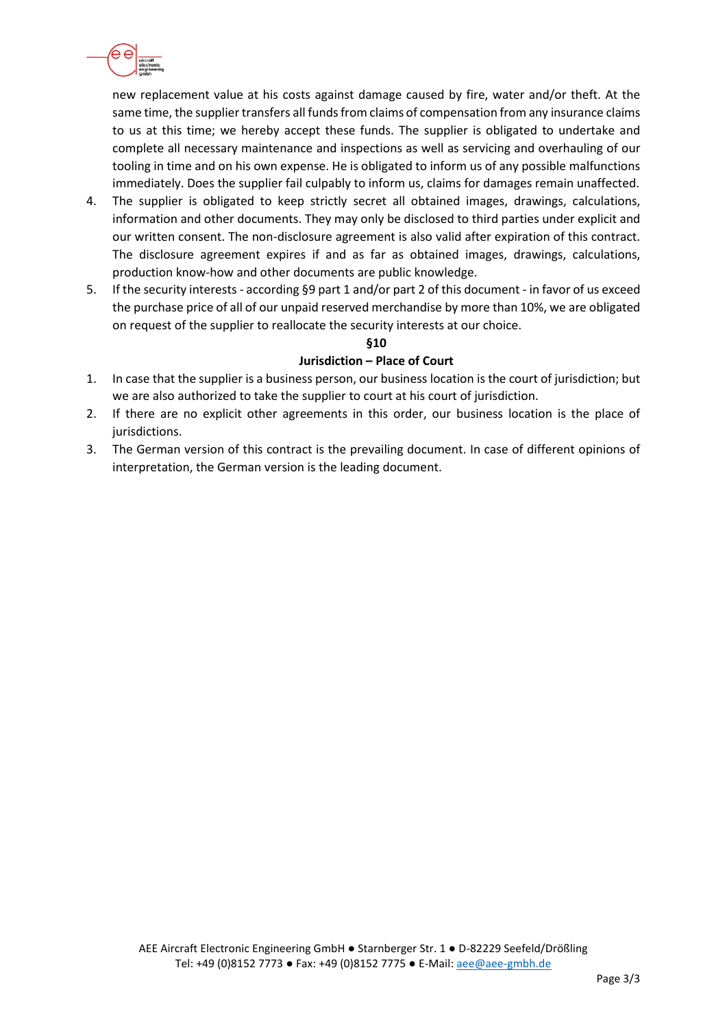new replacement value at his costs against damage caused by fire, water and/or theft. At the same time, the supplier transfers all funds from claims of compensation from any insurance claims to us at this time; we hereby accept these funds. The supplier is obligated to undertake and complete all necessary maintenance and inspections as well as servicing and overhauling of our tooling in time and on his own expense. He is obligated to inform us of any possible malfunctions immediately. Does the supplier fail culpably to inform us, claims for damages remain unaffected.

4. The supplier is obligated to keep strictly secret all obtained images, drawings, calculations, information and other documents. They may only be disclosed to third parties under explicit and our written consent. The non-disclosure agreement is also valid after expiration of this contract. The disclosure agreement expires if and as far as obtained images, drawings, calculations, production know-how and other documents are public knowledge.
5. If the security interests - according §9 part 1 and/or part 2 of this document - in favor of us exceed the purchase price of all of our unpaid reserved merchandise by more than 10%, we are obligated on request of the supplier to reallocate the security interests at our choice.

**§10**

**Jurisdiction – Place of Court**

1. In case that the supplier is a business person, our business location is the court of jurisdiction; but we are also authorized to take the supplier to court at his court of jurisdiction.
2. If there are no explicit other agreements in this order, our business location is the place of jurisdictions.
3. The German version of this contract is the prevailing document. In case of different opinions of interpretation, the German version is the leading document.

AEE Aircraft Electronic Engineering GmbH ● Starnberger Str. 1 ● D-82229 Seefeld/Drößling
Tel: +49 (0)8152 7773 ● Fax: +49 (0)8152 7775 ● E-Mail: aee@aee-gmbh.de